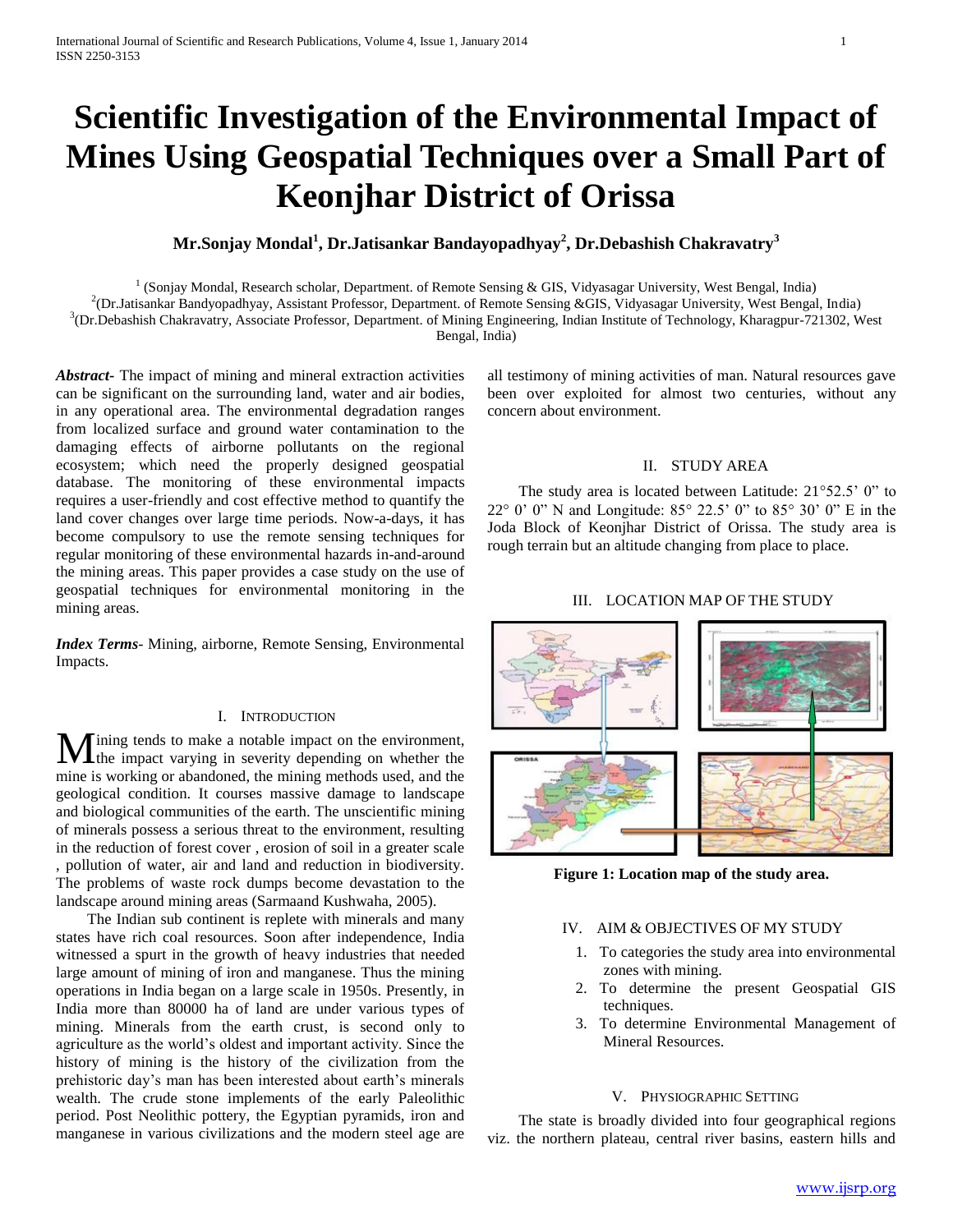# Scientific Investigation of the Environmental Impact of Mines Using Geospatial Techniques over a Small Part of Keonjhar District of Orissa

**Mr.Sonjay Mondal[1], Dr.Jatisankar Bandayopadhyay[2], Dr.Debashish Chakravatry[3]**

[1] (Sonjay Mondal, Research scholar, Department. of Remote Sensing & GIS, Vidyasagar University, West Bengal, India)
[2](Dr.Jatisankar Bandyopadhyay, Assistant Professor, Department. of Remote Sensing &GIS, Vidyasagar University, West Bengal, India)
[3](Dr.Debashish Chakravatry, Associate Professor, Department. of Mining Engineering, Indian Institute of Technology, Kharagpur-721302, West Bengal, India)

***Abstract***- The impact of mining and mineral extraction activities can be significant on the surrounding land, water and air bodies, in any operational area. The environmental degradation ranges from localized surface and ground water contamination to the damaging effects of airborne pollutants on the regional ecosystem; which need the properly designed geospatial database. The monitoring of these environmental impacts requires a user-friendly and cost effective method to quantify the land cover changes over large time periods. Now-a-days, it has become compulsory to use the remote sensing techniques for regular monitoring of these environmental hazards in-and-around the mining areas. This paper provides a case study on the use of geospatial techniques for environmental monitoring in the mining areas.

***Index Terms***- Mining, airborne, Remote Sensing, Environmental Impacts.

## I. Introduction

Mining tends to make a notable impact on the environment, the impact varying in severity depending on whether the mine is working or abandoned, the mining methods used, and the geological condition. It courses massive damage to landscape and biological communities of the earth. The unscientific mining of minerals possess a serious threat to the environment, resulting in the reduction of forest cover , erosion of soil in a greater scale , pollution of water, air and land and reduction in biodiversity. The problems of waste rock dumps become devastation to the landscape around mining areas (Sarmaand Kushwaha, 2005).

The Indian sub continent is replete with minerals and many states have rich coal resources. Soon after independence, India witnessed a spurt in the growth of heavy industries that needed large amount of mining of iron and manganese. Thus the mining operations in India began on a large scale in 1950s. Presently, in India more than 80000 ha of land are under various types of mining. Minerals from the earth crust, is second only to agriculture as the world's oldest and important activity. Since the history of mining is the history of the civilization from the prehistoric day's man has been interested about earth's minerals wealth. The crude stone implements of the early Paleolithic period. Post Neolithic pottery, the Egyptian pyramids, iron and manganese in various civilizations and the modern steel age are all testimony of mining activities of man. Natural resources gave been over exploited for almost two centuries, without any concern about environment.

## II. Study Area

The study area is located between Latitude: 21°52.5' 0" to 22° 0' 0" N and Longitude: 85° 22.5' 0" to 85° 30' 0" E in the Joda Block of Keonjhar District of Orissa. The study area is rough terrain but an altitude changing from place to place.

## III. Location Map of the Study

**Figure 1: Location map of the study area.**

## IV. Aim & Objectives of My Study

1. To categories the study area into environmental zones with mining.
2. To determine the present Geospatial GIS techniques.
3. To determine Environmental Management of Mineral Resources.

## V. Physiographic Setting

The state is broadly divided into four geographical regions viz. the northern plateau, central river basins, eastern hills and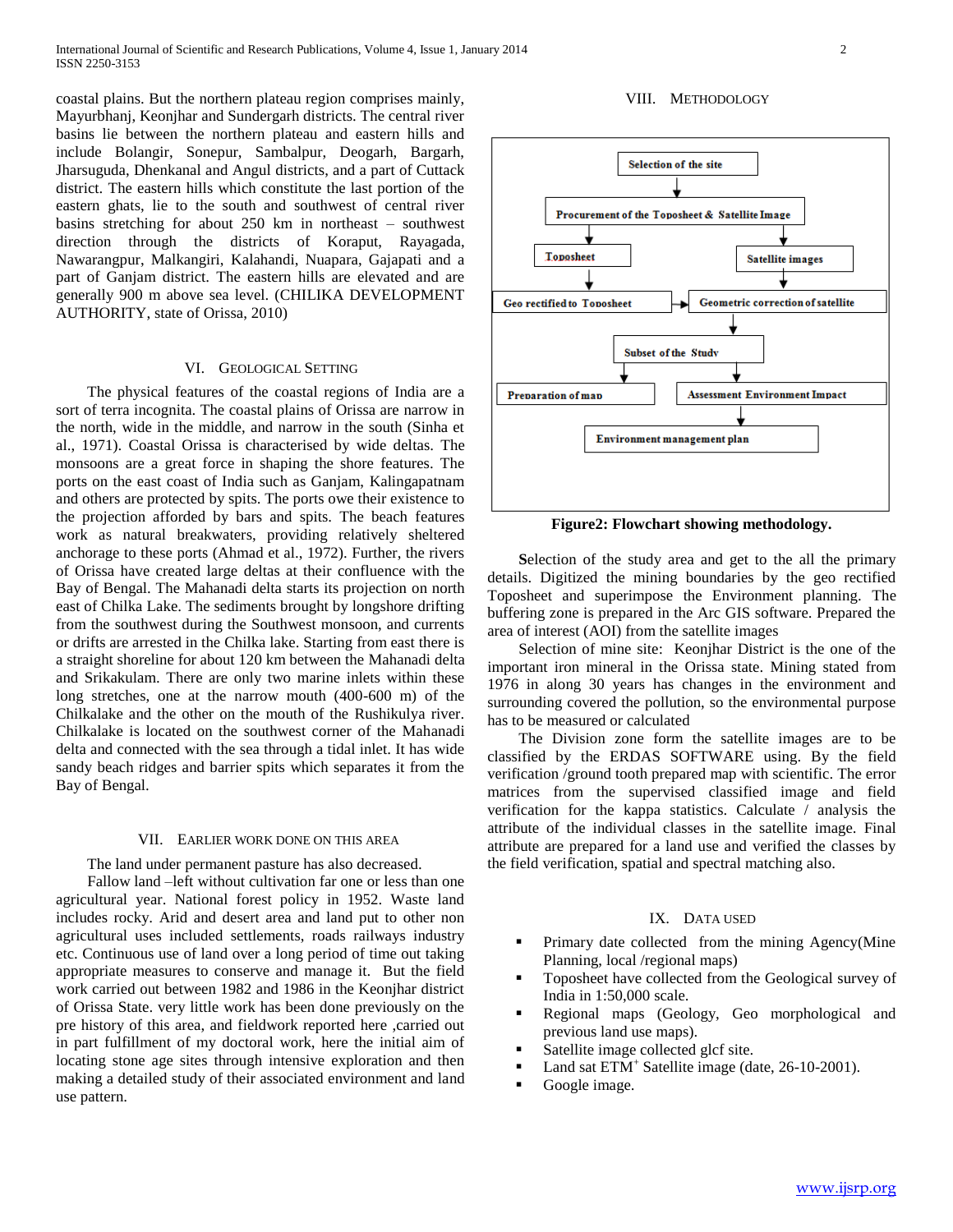coastal plains. But the northern plateau region comprises mainly, Mayurbhanj, Keonjhar and Sundergarh districts. The central river basins lie between the northern plateau and eastern hills and include Bolangir, Sonepur, Sambalpur, Deogarh, Bargarh, Jharsuguda, Dhenkanal and Angul districts, and a part of Cuttack district. The eastern hills which constitute the last portion of the eastern ghats, lie to the south and southwest of central river basins stretching for about 250 km in northeast – southwest direction through the districts of Koraput, Rayagada, Nawarangpur, Malkangiri, Kalahandi, Nuapara, Gajapati and a part of Ganjam district. The eastern hills are elevated and are generally 900 m above sea level. (CHILIKA DEVELOPMENT AUTHORITY, state of Orissa, 2010)

## VI. Geological Setting

The physical features of the coastal regions of India are a sort of terra incognita. The coastal plains of Orissa are narrow in the north, wide in the middle, and narrow in the south (Sinha et al., 1971). Coastal Orissa is characterised by wide deltas. The monsoons are a great force in shaping the shore features. The ports on the east coast of India such as Ganjam, Kalingapatnam and others are protected by spits. The ports owe their existence to the projection afforded by bars and spits. The beach features work as natural breakwaters, providing relatively sheltered anchorage to these ports (Ahmad et al., 1972). Further, the rivers of Orissa have created large deltas at their confluence with the Bay of Bengal. The Mahanadi delta starts its projection on north east of Chilka Lake. The sediments brought by longshore drifting from the southwest during the Southwest monsoon, and currents or drifts are arrested in the Chilka lake. Starting from east there is a straight shoreline for about 120 km between the Mahanadi delta and Srikakulam. There are only two marine inlets within these long stretches, one at the narrow mouth (400-600 m) of the Chilkalake and the other on the mouth of the Rushikulya river. Chilkalake is located on the southwest corner of the Mahanadi delta and connected with the sea through a tidal inlet. It has wide sandy beach ridges and barrier spits which separates it from the Bay of Bengal.

## VII. Earlier Work Done on This Area

The land under permanent pasture has also decreased.

Fallow land –left without cultivation far one or less than one agricultural year. National forest policy in 1952. Waste land includes rocky. Arid and desert area and land put to other non agricultural uses included settlements, roads railways industry etc. Continuous use of land over a long period of time out taking appropriate measures to conserve and manage it. But the field work carried out between 1982 and 1986 in the Keonjhar district of Orissa State. very little work has been done previously on the pre history of this area, and fieldwork reported here ,carried out in part fulfillment of my doctoral work, here the initial aim of locating stone age sites through intensive exploration and then making a detailed study of their associated environment and land use pattern.

## VIII. Methodology

Selection of the site → Procurement of the Toposheet & Satellite Image → Toposheet → Geo rectified to Toposheet; Satellite images → Geometric correction of satellite → Subset of the Study → Preparation of map; Assessment Environment Impact → Environment management plan

**Figure2: Flowchart showing methodology.**

**S**election of the study area and get to the all the primary details. Digitized the mining boundaries by the geo rectified Toposheet and superimpose the Environment planning. The buffering zone is prepared in the Arc GIS software. Prepared the area of interest (AOI) from the satellite images

Selection of mine site: Keonjhar District is the one of the important iron mineral in the Orissa state. Mining stated from 1976 in along 30 years has changes in the environment and surrounding covered the pollution, so the environmental purpose has to be measured or calculated

The Division zone form the satellite images are to be classified by the ERDAS SOFTWARE using. By the field verification /ground tooth prepared map with scientific. The error matrices from the supervised classified image and field verification for the kappa statistics. Calculate / analysis the attribute of the individual classes in the satellite image. Final attribute are prepared for a land use and verified the classes by the field verification, spatial and spectral matching also.

## IX. Data Used

- Primary date collected from the mining Agency(Mine Planning, local /regional maps)
- Toposheet have collected from the Geological survey of India in 1:50,000 scale.
- Regional maps (Geology, Geo morphological and previous land use maps).
- Satellite image collected glcf site.
- Land sat $ETM^{+}$ Satellite image (date, 26-10-2001).
- Google image.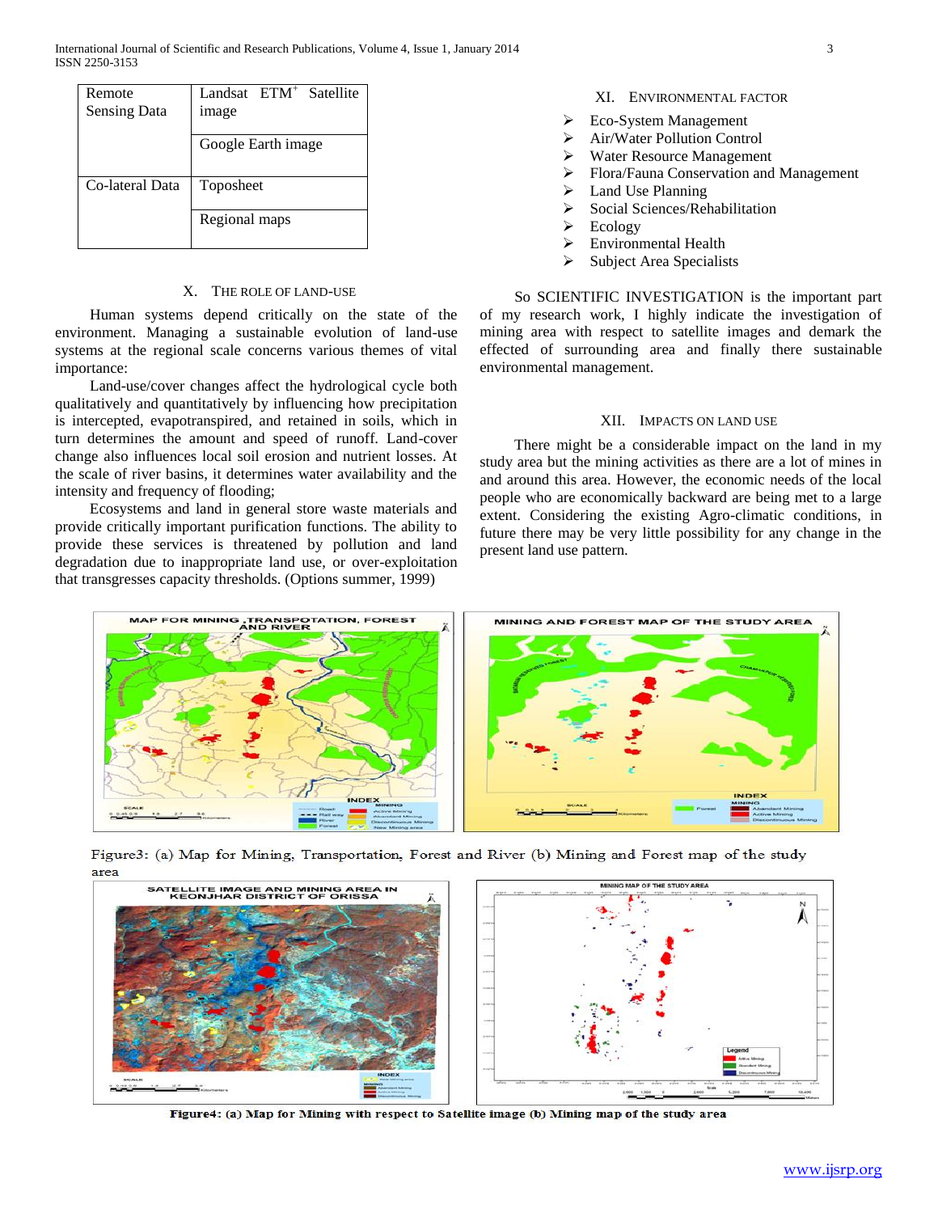| Remote Sensing Data | Landsat ETM+ Satellite image |
|---|---|
| | Google Earth image |
| Co-lateral Data | Toposheet |
| | Regional maps |

## X. THE ROLE OF LAND-USE

Human systems depend critically on the state of the environment. Managing a sustainable evolution of land-use systems at the regional scale concerns various themes of vital importance:

Land-use/cover changes affect the hydrological cycle both qualitatively and quantitatively by influencing how precipitation is intercepted, evapotranspired, and retained in soils, which in turn determines the amount and speed of runoff. Land-cover change also influences local soil erosion and nutrient losses. At the scale of river basins, it determines water availability and the intensity and frequency of flooding;

Ecosystems and land in general store waste materials and provide critically important purification functions. The ability to provide these services is threatened by pollution and land degradation due to inappropriate land use, or over-exploitation that transgresses capacity thresholds. (Options summer, 1999)

## XI. ENVIRONMENTAL FACTOR

- Eco-System Management
- Air/Water Pollution Control
- Water Resource Management
- Flora/Fauna Conservation and Management
- Land Use Planning
- Social Sciences/Rehabilitation
- Ecology
- Environmental Health
- Subject Area Specialists

So SCIENTIFIC INVESTIGATION is the important part of my research work, I highly indicate the investigation of mining area with respect to satellite images and demark the effected of surrounding area and finally there sustainable environmental management.

## XII. IMPACTS ON LAND USE

There might be a considerable impact on the land in my study area but the mining activities as there are a lot of mines in and around this area. However, the economic needs of the local people who are economically backward are being met to a large extent. Considering the existing Agro-climatic conditions, in future there may be very little possibility for any change in the present land use pattern.

Figure3: (a) Map for Mining, Transportation, Forest and River (b) Mining and Forest map of the study area

Figure4: (a) Map for Mining with respect to Satellite image (b) Mining map of the study area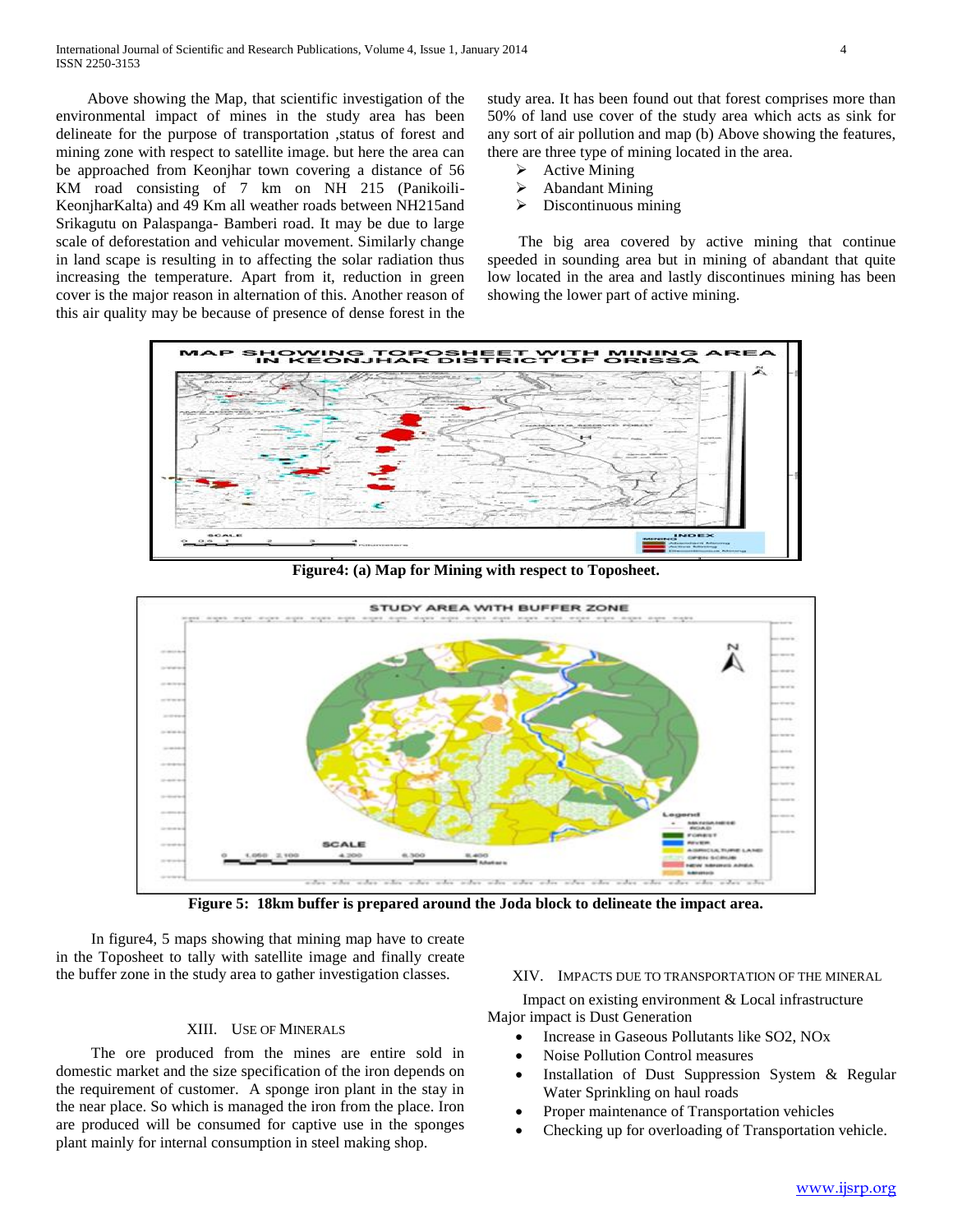Above showing the Map, that scientific investigation of the environmental impact of mines in the study area has been delineate for the purpose of transportation ,status of forest and mining zone with respect to satellite image. but here the area can be approached from Keonjhar town covering a distance of 56 KM road consisting of 7 km on NH 215 (Panikoili-KeonjharKalta) and 49 Km all weather roads between NH215and Srikagutu on Palaspanga- Bamberi road. It may be due to large scale of deforestation and vehicular movement. Similarly change in land scape is resulting in to affecting the solar radiation thus increasing the temperature. Apart from it, reduction in green cover is the major reason in alternation of this. Another reason of this air quality may be because of presence of dense forest in the study area. It has been found out that forest comprises more than 50% of land use cover of the study area which acts as sink for any sort of air pollution and map (b) Above showing the features, there are three type of mining located in the area.

- Active Mining
- Abandant Mining
- Discontinuous mining

The big area covered by active mining that continue speeded in sounding area but in mining of abandant that quite low located in the area and lastly discontinues mining has been showing the lower part of active mining.

**Figure4: (a) Map for Mining with respect to Toposheet.**

**Figure 5: 18km buffer is prepared around the Joda block to delineate the impact area.**

In figure4, 5 maps showing that mining map have to create in the Toposheet to tally with satellite image and finally create the buffer zone in the study area to gather investigation classes.

## XIII. Use of Minerals

The ore produced from the mines are entire sold in domestic market and the size specification of the iron depends on the requirement of customer. A sponge iron plant in the stay in the near place. So which is managed the iron from the place. Iron are produced will be consumed for captive use in the sponges plant mainly for internal consumption in steel making shop.

## XIV. Impacts due to transportation of the mineral

Impact on existing environment & Local infrastructure Major impact is Dust Generation

- Increase in Gaseous Pollutants like $SO_2$, $NO_x$
- Noise Pollution Control measures
- Installation of Dust Suppression System & Regular Water Sprinkling on haul roads
- Proper maintenance of Transportation vehicles
- Checking up for overloading of Transportation vehicle.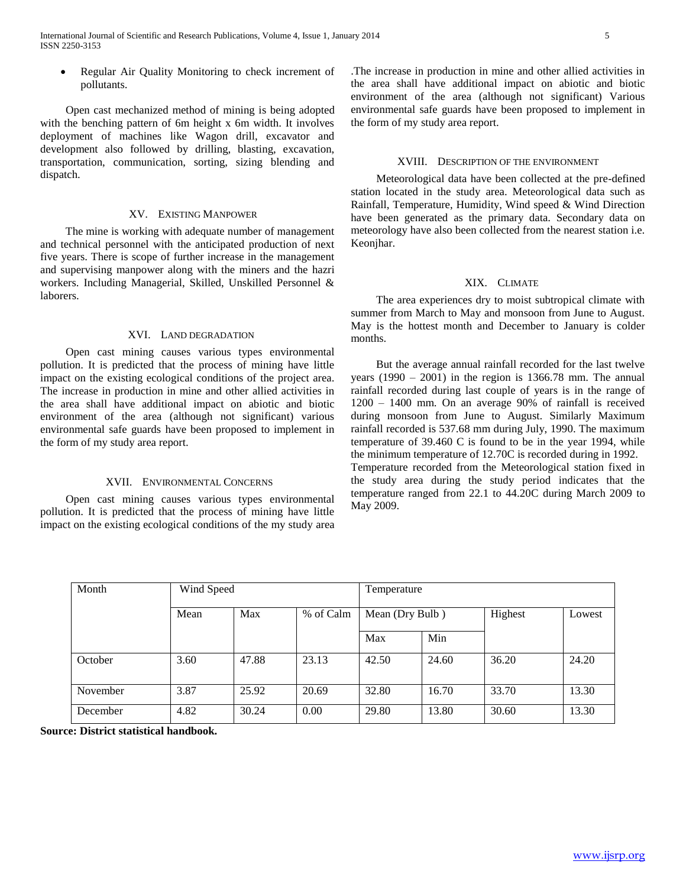- Regular Air Quality Monitoring to check increment of pollutants.

Open cast mechanized method of mining is being adopted with the benching pattern of 6m height x 6m width. It involves deployment of machines like Wagon drill, excavator and development also followed by drilling, blasting, excavation, transportation, communication, sorting, sizing blending and dispatch.

## XV. EXISTING MANPOWER

The mine is working with adequate number of management and technical personnel with the anticipated production of next five years. There is scope of further increase in the management and supervising manpower along with the miners and the hazri workers. Including Managerial, Skilled, Unskilled Personnel & laborers.

## XVI. LAND DEGRADATION

Open cast mining causes various types environmental pollution. It is predicted that the process of mining have little impact on the existing ecological conditions of the project area. The increase in production in mine and other allied activities in the area shall have additional impact on abiotic and biotic environment of the area (although not significant) various environmental safe guards have been proposed to implement in the form of my study area report.

## XVII. ENVIRONMENTAL CONCERNS

Open cast mining causes various types environmental pollution. It is predicted that the process of mining have little impact on the existing ecological conditions of the my study area .The increase in production in mine and other allied activities in the area shall have additional impact on abiotic and biotic environment of the area (although not significant) Various environmental safe guards have been proposed to implement in the form of my study area report.

## XVIII. DESCRIPTION OF THE ENVIRONMENT

Meteorological data have been collected at the pre-defined station located in the study area. Meteorological data such as Rainfall, Temperature, Humidity, Wind speed & Wind Direction have been generated as the primary data. Secondary data on meteorology have also been collected from the nearest station i.e. Keonjhar.

## XIX. CLIMATE

The area experiences dry to moist subtropical climate with summer from March to May and monsoon from June to August. May is the hottest month and December to January is colder months.

But the average annual rainfall recorded for the last twelve years (1990 – 2001) in the region is 1366.78 mm. The annual rainfall recorded during last couple of years is in the range of 1200 – 1400 mm. On an average 90% of rainfall is received during monsoon from June to August. Similarly Maximum rainfall recorded is 537.68 mm during July, 1990. The maximum temperature of 39.460 C is found to be in the year 1994, while the minimum temperature of 12.70C is recorded during in 1992.
Temperature recorded from the Meteorological station fixed in the study area during the study period indicates that the temperature ranged from 22.1 to 44.20C during March 2009 to May 2009.

| Month | Wind Speed | | | Temperature | | | |
|---|---|---|---|---|---|---|---|
| | Mean | Max | % of Calm | Mean (Dry Bulb ) | | Highest | Lowest |
| | | | | Max | Min | | |
| October | 3.60 | 47.88 | 23.13 | 42.50 | 24.60 | 36.20 | 24.20 |
| November | 3.87 | 25.92 | 20.69 | 32.80 | 16.70 | 33.70 | 13.30 |
| December | 4.82 | 30.24 | 0.00 | 29.80 | 13.80 | 30.60 | 13.30 |

**Source: District statistical handbook.**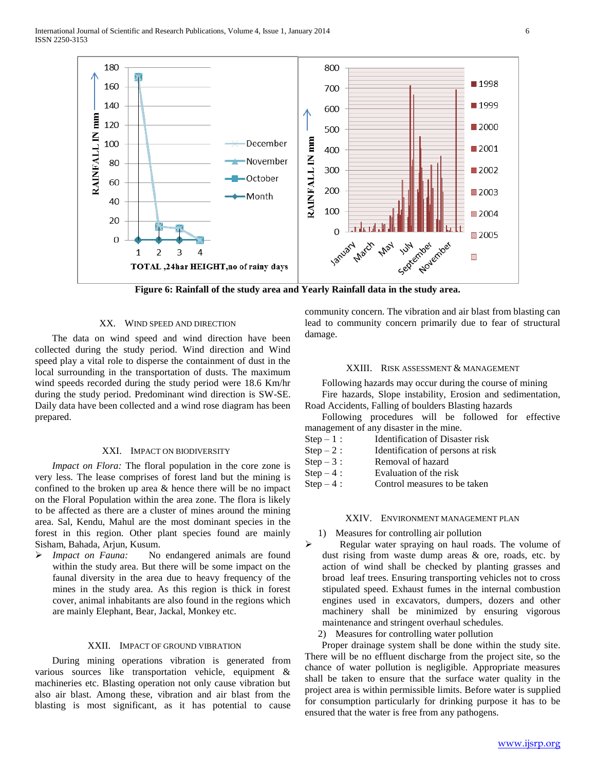**Figure 6: Rainfall of the study area and Yearly Rainfall data in the study area.**

### XX. Wind Speed and Direction

The data on wind speed and wind direction have been collected during the study period. Wind direction and Wind speed play a vital role to disperse the containment of dust in the local surrounding in the transportation of dusts. The maximum wind speeds recorded during the study period were 18.6 Km/hr during the study period. Predominant wind direction is SW-SE. Daily data have been collected and a wind rose diagram has been prepared.

### XXI. Impact on Biodiversity

*Impact on Flora:* The floral population in the core zone is very less. The lease comprises of forest land but the mining is confined to the broken up area & hence there will be no impact on the Floral Population within the area zone. The flora is likely to be affected as there are a cluster of mines around the mining area. Sal, Kendu, Mahul are the most dominant species in the forest in this region. Other plant species found are mainly Sisham, Bahada, Arjun, Kusum.

- *Impact on Fauna:* No endangered animals are found within the study area. But there will be some impact on the faunal diversity in the area due to heavy frequency of the mines in the study area. As this region is thick in forest cover, animal inhabitants are also found in the regions which are mainly Elephant, Bear, Jackal, Monkey etc.

### XXII. Impact of Ground Vibration

During mining operations vibration is generated from various sources like transportation vehicle, equipment & machineries etc. Blasting operation not only cause vibration but also air blast. Among these, vibration and air blast from the blasting is most significant, as it has potential to cause community concern. The vibration and air blast from blasting can lead to community concern primarily due to fear of structural damage.

### XXIII. Risk Assessment & Management

Following hazards may occur during the course of mining

Fire hazards, Slope instability, Erosion and sedimentation, Road Accidents, Falling of boulders Blasting hazards

Following procedures will be followed for effective management of any disaster in the mine.

Step – 1 : Identification of Disaster risk
Step – 2 : Identification of persons at risk
Step – 3 : Removal of hazard
Step – 4 : Evaluation of the risk
Step – 4 : Control measures to be taken

### XXIV. Environment Management Plan

1) Measures for controlling air pollution

- Regular water spraying on haul roads. The volume of dust rising from waste dump areas & ore, roads, etc. by action of wind shall be checked by planting grasses and broad leaf trees. Ensuring transporting vehicles not to cross stipulated speed. Exhaust fumes in the internal combustion engines used in excavators, dumpers, dozers and other machinery shall be minimized by ensuring vigorous maintenance and stringent overhaul schedules.

2) Measures for controlling water pollution

Proper drainage system shall be done within the study site. There will be no effluent discharge from the project site, so the chance of water pollution is negligible. Appropriate measures shall be taken to ensure that the surface water quality in the project area is within permissible limits. Before water is supplied for consumption particularly for drinking purpose it has to be ensured that the water is free from any pathogens.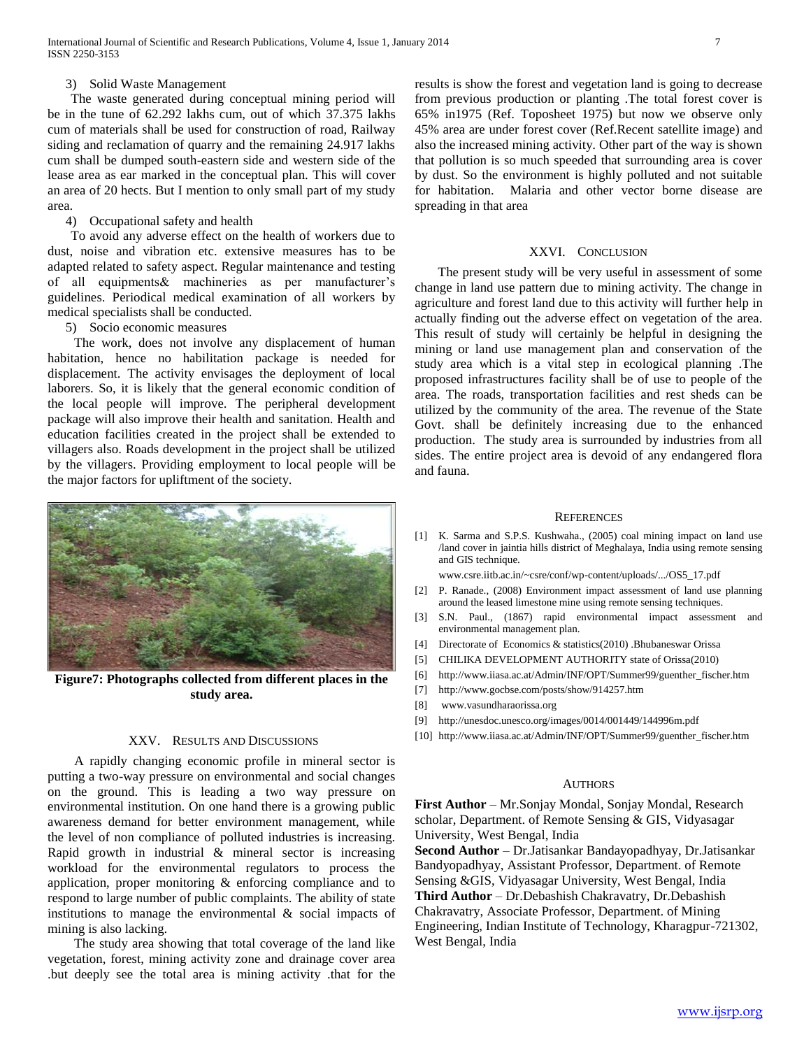3) Solid Waste Management

The waste generated during conceptual mining period will be in the tune of 62.292 lakhs cum, out of which 37.375 lakhs cum of materials shall be used for construction of road, Railway siding and reclamation of quarry and the remaining 24.917 lakhs cum shall be dumped south-eastern side and western side of the lease area as ear marked in the conceptual plan. This will cover an area of 20 hects. But I mention to only small part of my study area.

4) Occupational safety and health

To avoid any adverse effect on the health of workers due to dust, noise and vibration etc. extensive measures has to be adapted related to safety aspect. Regular maintenance and testing of all equipments& machineries as per manufacturer's guidelines. Periodical medical examination of all workers by medical specialists shall be conducted.

5) Socio economic measures

The work, does not involve any displacement of human habitation, hence no habilitation package is needed for displacement. The activity envisages the deployment of local laborers. So, it is likely that the general economic condition of the local people will improve. The peripheral development package will also improve their health and sanitation. Health and education facilities created in the project shall be extended to villagers also. Roads development in the project shall be utilized by the villagers. Providing employment to local people will be the major factors for upliftment of the society.

**Figure7: Photographs collected from different places in the study area.**

## XXV. Results and Discussions

A rapidly changing economic profile in mineral sector is putting a two-way pressure on environmental and social changes on the ground. This is leading a two way pressure on environmental institution. On one hand there is a growing public awareness demand for better environment management, while the level of non compliance of polluted industries is increasing. Rapid growth in industrial & mineral sector is increasing workload for the environmental regulators to process the application, proper monitoring & enforcing compliance and to respond to large number of public complaints. The ability of state institutions to manage the environmental & social impacts of mining is also lacking.

The study area showing that total coverage of the land like vegetation, forest, mining activity zone and drainage cover area .but deeply see the total area is mining activity .that for the results is show the forest and vegetation land is going to decrease from previous production or planting .The total forest cover is 65% in1975 (Ref. Toposheet 1975) but now we observe only 45% area are under forest cover (Ref.Recent satellite image) and also the increased mining activity. Other part of the way is shown that pollution is so much speeded that surrounding area is cover by dust. So the environment is highly polluted and not suitable for habitation. Malaria and other vector borne disease are spreading in that area

## XXVI. Conclusion

The present study will be very useful in assessment of some change in land use pattern due to mining activity. The change in agriculture and forest land due to this activity will further help in actually finding out the adverse effect on vegetation of the area. This result of study will certainly be helpful in designing the mining or land use management plan and conservation of the study area which is a vital step in ecological planning .The proposed infrastructures facility shall be of use to people of the area. The roads, transportation facilities and rest sheds can be utilized by the community of the area. The revenue of the State Govt. shall be definitely increasing due to the enhanced production. The study area is surrounded by industries from all sides. The entire project area is devoid of any endangered flora and fauna.

## References

[1] K. Sarma and S.P.S. Kushwaha., (2005) coal mining impact on land use /land cover in jaintia hills district of Meghalaya, India using remote sensing and GIS technique. www.csre.iitb.ac.in/~csre/conf/wp-content/uploads/.../OS5_17.pdf

[2] P. Ranade., (2008) Environment impact assessment of land use planning around the leased limestone mine using remote sensing techniques.

[3] S.N. Paul., (1867) rapid environmental impact assessment and environmental management plan.

[4] Directorate of Economics & statistics(2010) .Bhubaneswar Orissa

[5] CHILIKA DEVELOPMENT AUTHORITY state of Orissa(2010)

[6] http://www.iiasa.ac.at/Admin/INF/OPT/Summer99/guenther_fischer.htm

[7] http://www.gocbse.com/posts/show/914257.htm

[8] www.vasundharaorissa.org

[9] http://unesdoc.unesco.org/images/0014/001449/144996m.pdf

[10] http://www.iiasa.ac.at/Admin/INF/OPT/Summer99/guenther_fischer.htm

## Authors

**First Author** – Mr.Sonjay Mondal, Sonjay Mondal, Research scholar, Department. of Remote Sensing & GIS, Vidyasagar University, West Bengal, India

**Second Author** – Dr.Jatisankar Bandayopadhyay, Dr.Jatisankar Bandyopadhyay, Assistant Professor, Department. of Remote Sensing &GIS, Vidyasagar University, West Bengal, India

**Third Author** – Dr.Debashish Chakravatry, Dr.Debashish Chakravatry, Associate Professor, Department. of Mining Engineering, Indian Institute of Technology, Kharagpur-721302, West Bengal, India